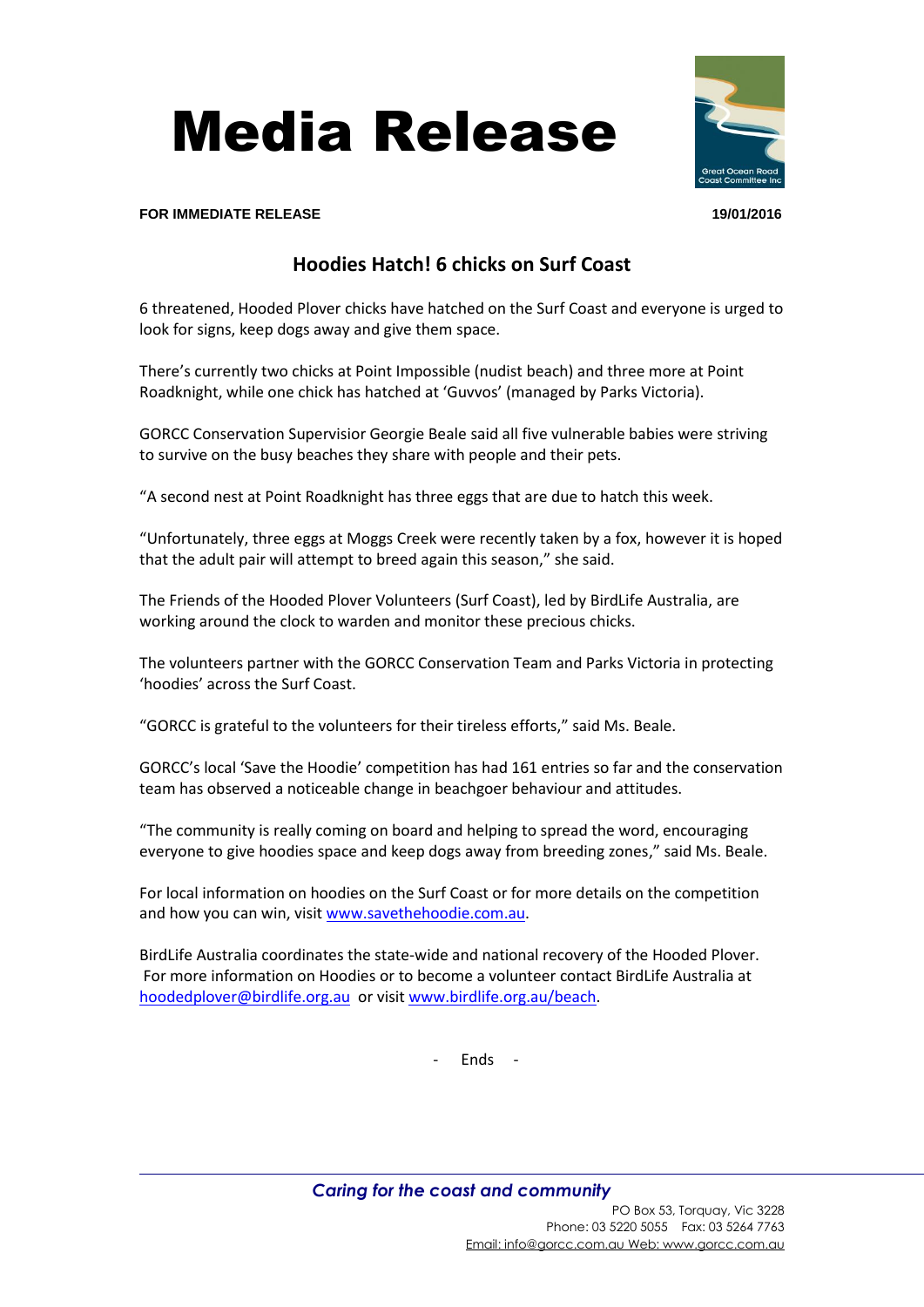# Media Release

**FOR IMMEDIATE RELEASE** **19/01/2016**

## Hoodies Hatch! 6 chicks on Surf Coast

6 threatened, Hooded Plover chicks have hatched on the Surf Coast and everyone is urged to look for signs, keep dogs away and give them space.

There's currently two chicks at Point Impossible (nudist beach) and three more at Point Roadknight, while one chick has hatched at 'Guvvos' (managed by Parks Victoria).

GORCC Conservation Supervisior Georgie Beale said all five vulnerable babies were striving to survive on the busy beaches they share with people and their pets.

"A second nest at Point Roadknight has three eggs that are due to hatch this week.

"Unfortunately, three eggs at Moggs Creek were recently taken by a fox, however it is hoped that the adult pair will attempt to breed again this season," she said.

The Friends of the Hooded Plover Volunteers (Surf Coast), led by BirdLife Australia, are working around the clock to warden and monitor these precious chicks.

The volunteers partner with the GORCC Conservation Team and Parks Victoria in protecting 'hoodies' across the Surf Coast.

"GORCC is grateful to the volunteers for their tireless efforts," said Ms. Beale.

GORCC's local 'Save the Hoodie' competition has had 161 entries so far and the conservation team has observed a noticeable change in beachgoer behaviour and attitudes.

"The community is really coming on board and helping to spread the word, encouraging everyone to give hoodies space and keep dogs away from breeding zones," said Ms. Beale.

For local information on hoodies on the Surf Coast or for more details on the competition and how you can win, visit www.savethehoodie.com.au.

BirdLife Australia coordinates the state-wide and national recovery of the Hooded Plover. For more information on Hoodies or to become a volunteer contact BirdLife Australia at hoodedplover@birdlife.org.au or visit www.birdlife.org.au/beach.

\- Ends -

*Caring for the coast and community*

PO Box 53, Torquay, Vic 3228
Phone: 03 5220 5055 Fax: 03 5264 7763
Email: info@gorcc.com.au Web: www.gorcc.com.au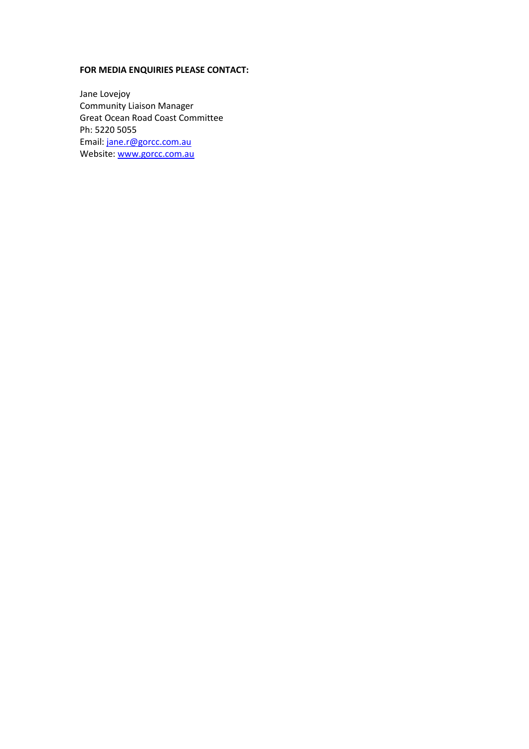**FOR MEDIA ENQUIRIES PLEASE CONTACT:**

Jane Lovejoy
Community Liaison Manager
Great Ocean Road Coast Committee
Ph: 5220 5055
Email: jane.r@gorcc.com.au
Website: www.gorcc.com.au